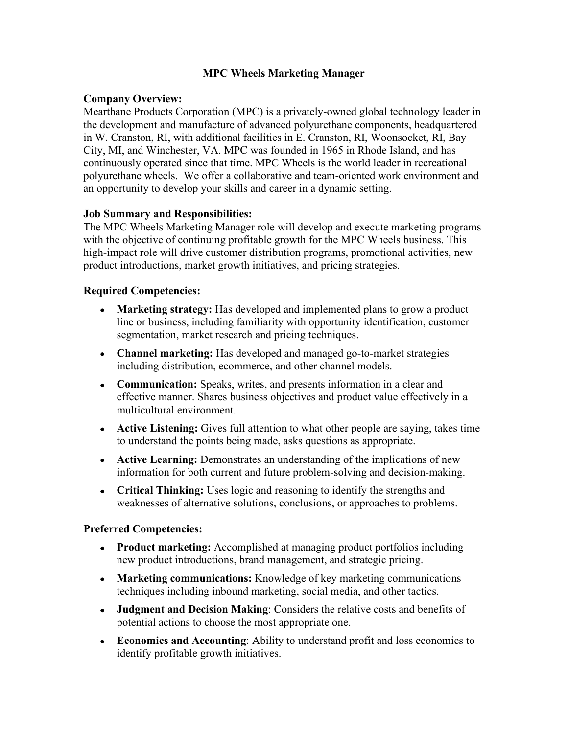# MPC Wheels Marketing Manager

## Company Overview:

Mearthane Products Corporation (MPC) is a privately-owned global technology leader in the development and manufacture of advanced polyurethane components, headquartered in W. Cranston, RI, with additional facilities in E. Cranston, RI, Woonsocket, RI, Bay City, MI, and Winchester, VA. MPC was founded in 1965 in Rhode Island, and has continuously operated since that time. MPC Wheels is the world leader in recreational polyurethane wheels. We offer a collaborative and team-oriented work environment and an opportunity to develop your skills and career in a dynamic setting.

## Job Summary and Responsibilities:

The MPC Wheels Marketing Manager role will develop and execute marketing programs with the objective of continuing profitable growth for the MPC Wheels business. This high-impact role will drive customer distribution programs, promotional activities, new product introductions, market growth initiatives, and pricing strategies.

## Required Competencies:

- **Marketing strategy:** Has developed and implemented plans to grow a product line or business, including familiarity with opportunity identification, customer segmentation, market research and pricing techniques.
- **Channel marketing:** Has developed and managed go-to-market strategies including distribution, ecommerce, and other channel models.
- **Communication:** Speaks, writes, and presents information in a clear and effective manner. Shares business objectives and product value effectively in a multicultural environment.
- **Active Listening:** Gives full attention to what other people are saying, takes time to understand the points being made, asks questions as appropriate.
- **Active Learning:** Demonstrates an understanding of the implications of new information for both current and future problem-solving and decision-making.
- **Critical Thinking:** Uses logic and reasoning to identify the strengths and weaknesses of alternative solutions, conclusions, or approaches to problems.

## Preferred Competencies:

- **Product marketing:** Accomplished at managing product portfolios including new product introductions, brand management, and strategic pricing.
- **Marketing communications:** Knowledge of key marketing communications techniques including inbound marketing, social media, and other tactics.
- **Judgment and Decision Making**: Considers the relative costs and benefits of potential actions to choose the most appropriate one.
- **Economics and Accounting**: Ability to understand profit and loss economics to identify profitable growth initiatives.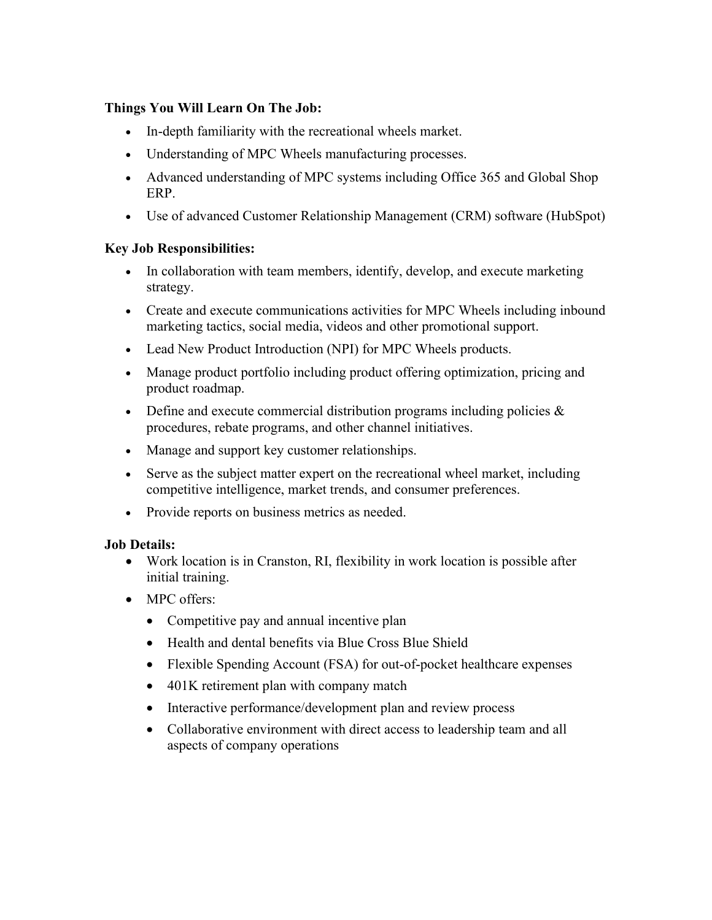**Things You Will Learn On The Job:**

- In-depth familiarity with the recreational wheels market.
- Understanding of MPC Wheels manufacturing processes.
- Advanced understanding of MPC systems including Office 365 and Global Shop ERP.
- Use of advanced Customer Relationship Management (CRM) software (HubSpot)

**Key Job Responsibilities:**

- In collaboration with team members, identify, develop, and execute marketing strategy.
- Create and execute communications activities for MPC Wheels including inbound marketing tactics, social media, videos and other promotional support.
- Lead New Product Introduction (NPI) for MPC Wheels products.
- Manage product portfolio including product offering optimization, pricing and product roadmap.
- Define and execute commercial distribution programs including policies & procedures, rebate programs, and other channel initiatives.
- Manage and support key customer relationships.
- Serve as the subject matter expert on the recreational wheel market, including competitive intelligence, market trends, and consumer preferences.
- Provide reports on business metrics as needed.

**Job Details:**

- Work location is in Cranston, RI, flexibility in work location is possible after initial training.
- MPC offers:
  - Competitive pay and annual incentive plan
  - Health and dental benefits via Blue Cross Blue Shield
  - Flexible Spending Account (FSA) for out-of-pocket healthcare expenses
  - 401K retirement plan with company match
  - Interactive performance/development plan and review process
  - Collaborative environment with direct access to leadership team and all aspects of company operations